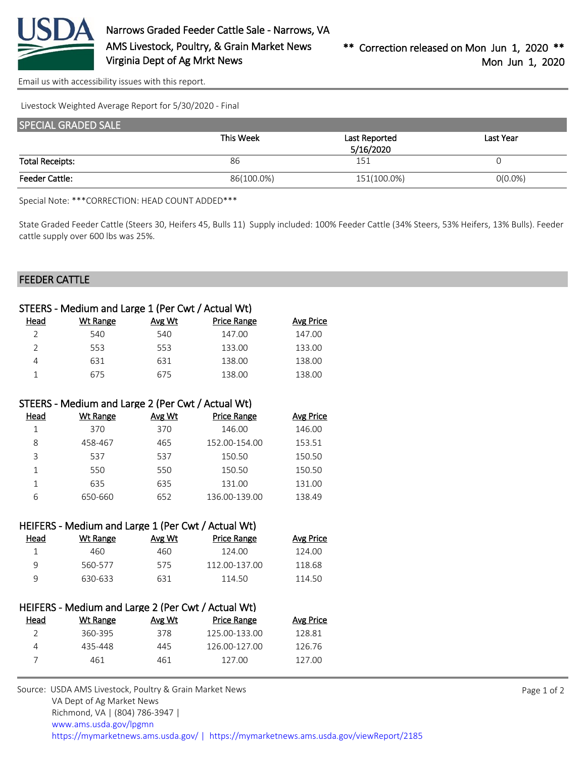Narrows Graded Feeder Cattle Sale - Narrows, VA
AMS Livestock, Poultry, & Grain Market News
Virginia Dept of Ag Mrkt News

** Correction released on Mon Jun 1, 2020 **
Mon Jun 1, 2020

Email us with accessibility issues with this report.

Livestock Weighted Average Report for 5/30/2020 - Final

## SPECIAL GRADED SALE

| | This Week | Last Reported 5/16/2020 | Last Year |
|---|---|---|---|
| Total Receipts: | 86 | 151 | 0 |
| Feeder Cattle: | 86(100.0%) | 151(100.0%) | 0(0.0%) |

Special Note: ***CORRECTION: HEAD COUNT ADDED***

State Graded Feeder Cattle (Steers 30, Heifers 45, Bulls 11) Supply included: 100% Feeder Cattle (34% Steers, 53% Heifers, 13% Bulls). Feeder cattle supply over 600 lbs was 25%.

## FEEDER CATTLE

### STEERS - Medium and Large 1 (Per Cwt / Actual Wt)

| Head | Wt Range | Avg Wt | Price Range | Avg Price |
|---|---|---|---|---|
| 2 | 540 | 540 | 147.00 | 147.00 |
| 2 | 553 | 553 | 133.00 | 133.00 |
| 4 | 631 | 631 | 138.00 | 138.00 |
| 1 | 675 | 675 | 138.00 | 138.00 |

### STEERS - Medium and Large 2 (Per Cwt / Actual Wt)

| Head | Wt Range | Avg Wt | Price Range | Avg Price |
|---|---|---|---|---|
| 1 | 370 | 370 | 146.00 | 146.00 |
| 8 | 458-467 | 465 | 152.00-154.00 | 153.51 |
| 3 | 537 | 537 | 150.50 | 150.50 |
| 1 | 550 | 550 | 150.50 | 150.50 |
| 1 | 635 | 635 | 131.00 | 131.00 |
| 6 | 650-660 | 652 | 136.00-139.00 | 138.49 |

### HEIFERS - Medium and Large 1 (Per Cwt / Actual Wt)

| Head | Wt Range | Avg Wt | Price Range | Avg Price |
|---|---|---|---|---|
| 1 | 460 | 460 | 124.00 | 124.00 |
| 9 | 560-577 | 575 | 112.00-137.00 | 118.68 |
| 9 | 630-633 | 631 | 114.50 | 114.50 |

### HEIFERS - Medium and Large 2 (Per Cwt / Actual Wt)

| Head | Wt Range | Avg Wt | Price Range | Avg Price |
|---|---|---|---|---|
| 2 | 360-395 | 378 | 125.00-133.00 | 128.81 |
| 4 | 435-448 | 445 | 126.00-127.00 | 126.76 |
| 7 | 461 | 461 | 127.00 | 127.00 |

Source: USDA AMS Livestock, Poultry & Grain Market News
VA Dept of Ag Market News
Richmond, VA | (804) 786-3947 |
www.ams.usda.gov/lpgmn
https://mymarketnews.ams.usda.gov/ | https://mymarketnews.ams.usda.gov/viewReport/2185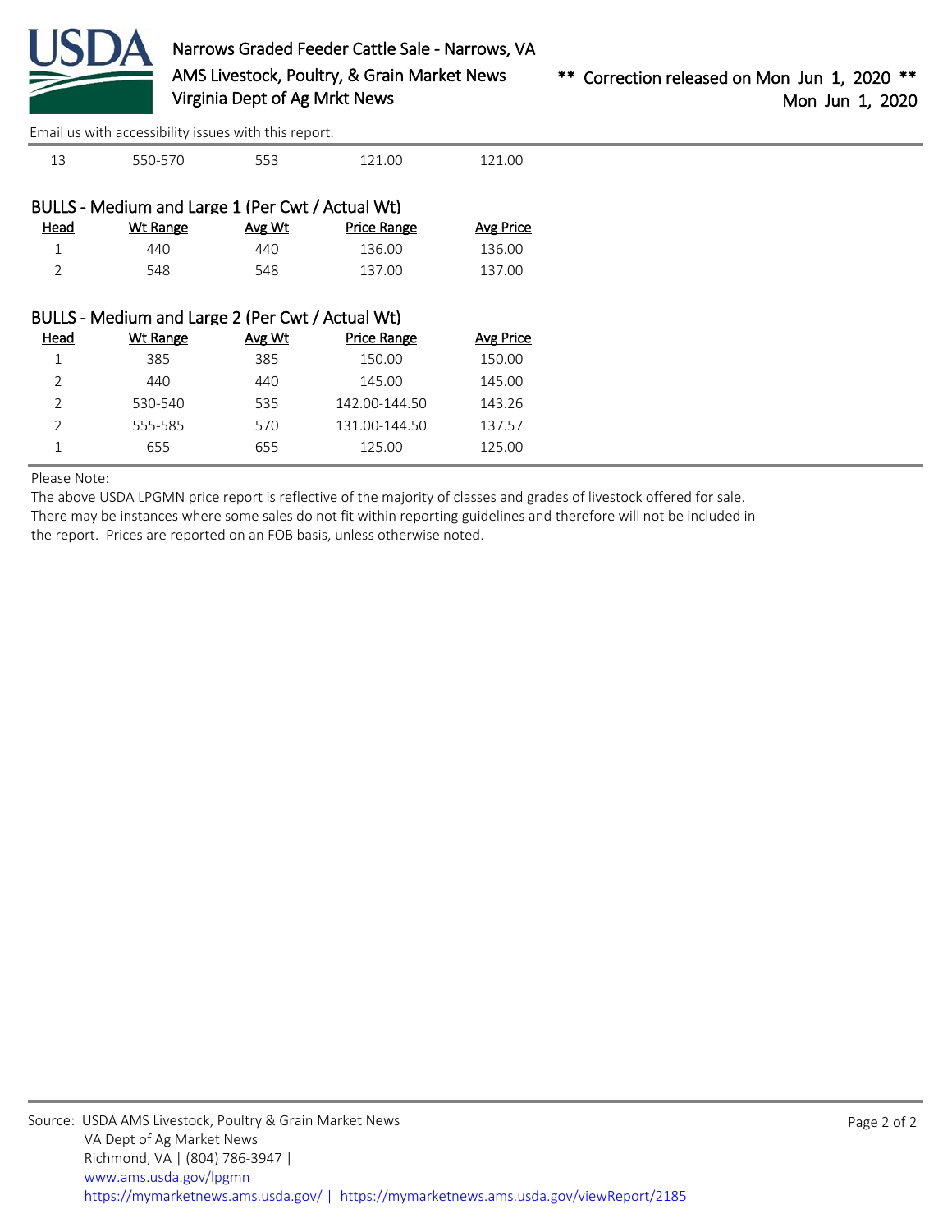| | | | | |
|---|---|---|---|---|
| 13 | 550-570 | 553 | 121.00 | 121.00 |

### BULLS - Medium and Large 1 (Per Cwt / Actual Wt)

| Head | Wt Range | Avg Wt | Price Range | Avg Price |
|---|---|---|---|---|
| 1 | 440 | 440 | 136.00 | 136.00 |
| 2 | 548 | 548 | 137.00 | 137.00 |

### BULLS - Medium and Large 2 (Per Cwt / Actual Wt)

| Head | Wt Range | Avg Wt | Price Range | Avg Price |
|---|---|---|---|---|
| 1 | 385 | 385 | 150.00 | 150.00 |
| 2 | 440 | 440 | 145.00 | 145.00 |
| 2 | 530-540 | 535 | 142.00-144.50 | 143.26 |
| 2 | 555-585 | 570 | 131.00-144.50 | 137.57 |
| 1 | 655 | 655 | 125.00 | 125.00 |

Please Note:
The above USDA LPGMN price report is reflective of the majority of classes and grades of livestock offered for sale. There may be instances where some sales do not fit within reporting guidelines and therefore will not be included in the report. Prices are reported on an FOB basis, unless otherwise noted.

Source: USDA AMS Livestock, Poultry & Grain Market News
VA Dept of Ag Market News
Richmond, VA | (804) 786-3947 |
www.ams.usda.gov/lpgmn
https://mymarketnews.ams.usda.gov/ | https://mymarketnews.ams.usda.gov/viewReport/2185